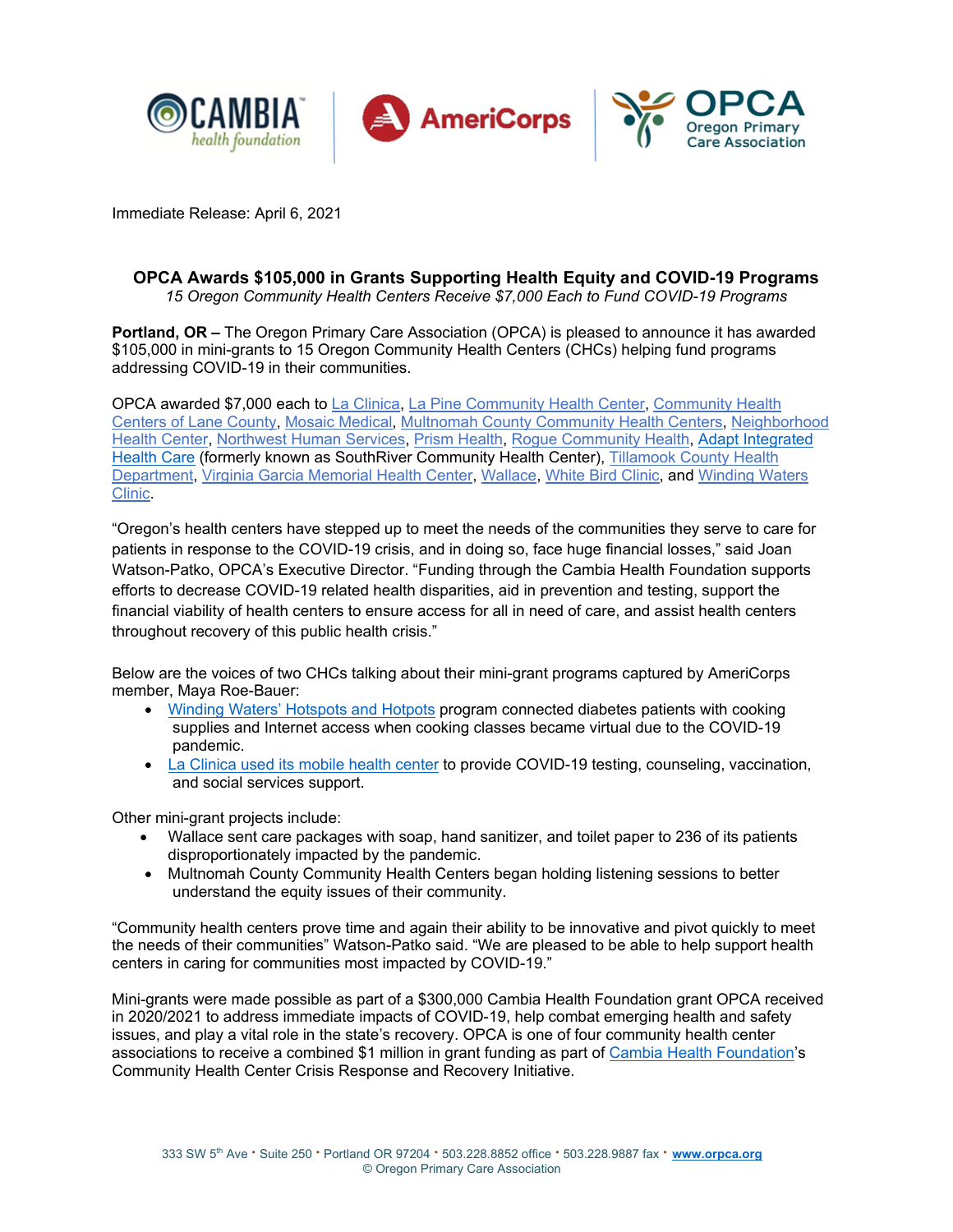Immediate Release: April 6, 2021

**OPCA Awards $105,000 in Grants Supporting Health Equity and COVID-19 Programs**
*15 Oregon Community Health Centers Receive $7,000 Each to Fund COVID-19 Programs*

**Portland, OR –** The Oregon Primary Care Association (OPCA) is pleased to announce it has awarded $105,000 in mini-grants to 15 Oregon Community Health Centers (CHCs) helping fund programs addressing COVID-19 in their communities.

OPCA awarded $7,000 each to La Clinica, La Pine Community Health Center, Community Health Centers of Lane County, Mosaic Medical, Multnomah County Community Health Centers, Neighborhood Health Center, Northwest Human Services, Prism Health, Rogue Community Health, Adapt Integrated Health Care (formerly known as SouthRiver Community Health Center), Tillamook County Health Department, Virginia Garcia Memorial Health Center, Wallace, White Bird Clinic, and Winding Waters Clinic.

"Oregon's health centers have stepped up to meet the needs of the communities they serve to care for patients in response to the COVID-19 crisis, and in doing so, face huge financial losses," said Joan Watson-Patko, OPCA's Executive Director. "Funding through the Cambia Health Foundation supports efforts to decrease COVID-19 related health disparities, aid in prevention and testing, support the financial viability of health centers to ensure access for all in need of care, and assist health centers throughout recovery of this public health crisis."

Below are the voices of two CHCs talking about their mini-grant programs captured by AmeriCorps member, Maya Roe-Bauer:

- Winding Waters' Hotspots and Hotpots program connected diabetes patients with cooking supplies and Internet access when cooking classes became virtual due to the COVID-19 pandemic.
- La Clinica used its mobile health center to provide COVID-19 testing, counseling, vaccination, and social services support.

Other mini-grant projects include:

- Wallace sent care packages with soap, hand sanitizer, and toilet paper to 236 of its patients disproportionately impacted by the pandemic.
- Multnomah County Community Health Centers began holding listening sessions to better understand the equity issues of their community.

"Community health centers prove time and again their ability to be innovative and pivot quickly to meet the needs of their communities" Watson-Patko said. "We are pleased to be able to help support health centers in caring for communities most impacted by COVID-19."

Mini-grants were made possible as part of a $300,000 Cambia Health Foundation grant OPCA received in 2020/2021 to address immediate impacts of COVID-19, help combat emerging health and safety issues, and play a vital role in the state's recovery. OPCA is one of four community health center associations to receive a combined $1 million in grant funding as part of Cambia Health Foundation's Community Health Center Crisis Response and Recovery Initiative.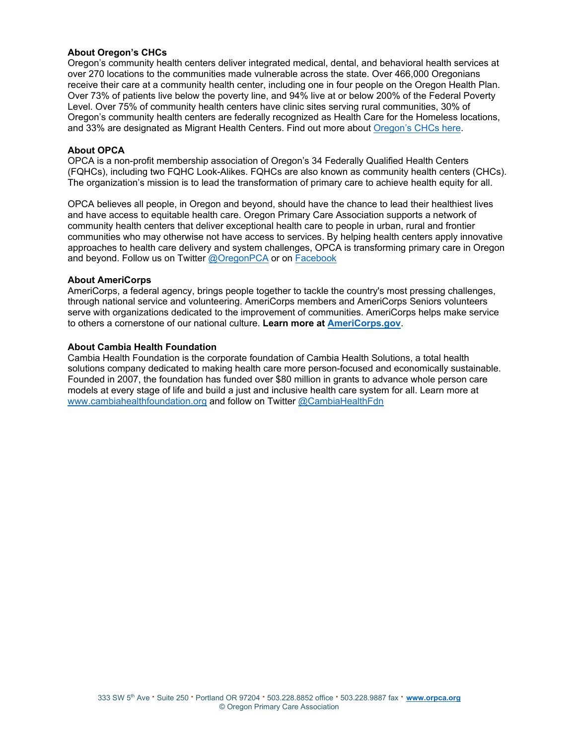**About Oregon's CHCs**
Oregon's community health centers deliver integrated medical, dental, and behavioral health services at over 270 locations to the communities made vulnerable across the state. Over 466,000 Oregonians receive their care at a community health center, including one in four people on the Oregon Health Plan. Over 73% of patients live below the poverty line, and 94% live at or below 200% of the Federal Poverty Level. Over 75% of community health centers have clinic sites serving rural communities, 30% of Oregon's community health centers are federally recognized as Health Care for the Homeless locations, and 33% are designated as Migrant Health Centers. Find out more about Oregon's CHCs here.

**About OPCA**
OPCA is a non-profit membership association of Oregon's 34 Federally Qualified Health Centers (FQHCs), including two FQHC Look-Alikes. FQHCs are also known as community health centers (CHCs). The organization's mission is to lead the transformation of primary care to achieve health equity for all.

OPCA believes all people, in Oregon and beyond, should have the chance to lead their healthiest lives and have access to equitable health care. Oregon Primary Care Association supports a network of community health centers that deliver exceptional health care to people in urban, rural and frontier communities who may otherwise not have access to services. By helping health centers apply innovative approaches to health care delivery and system challenges, OPCA is transforming primary care in Oregon and beyond. Follow us on Twitter @OregonPCA or on Facebook

**About AmeriCorps**
AmeriCorps, a federal agency, brings people together to tackle the country's most pressing challenges, through national service and volunteering. AmeriCorps members and AmeriCorps Seniors volunteers serve with organizations dedicated to the improvement of communities. AmeriCorps helps make service to others a cornerstone of our national culture. **Learn more at AmeriCorps.gov**.

**About Cambia Health Foundation**
Cambia Health Foundation is the corporate foundation of Cambia Health Solutions, a total health solutions company dedicated to making health care more person-focused and economically sustainable. Founded in 2007, the foundation has funded over $80 million in grants to advance whole person care models at every stage of life and build a just and inclusive health care system for all. Learn more at www.cambiahealthfoundation.org and follow on Twitter @CambiaHealthFdn

333 SW 5th Ave · Suite 250 · Portland OR 97204 · 503.228.8852 office · 503.228.9887 fax · **www.orpca.org**
© Oregon Primary Care Association